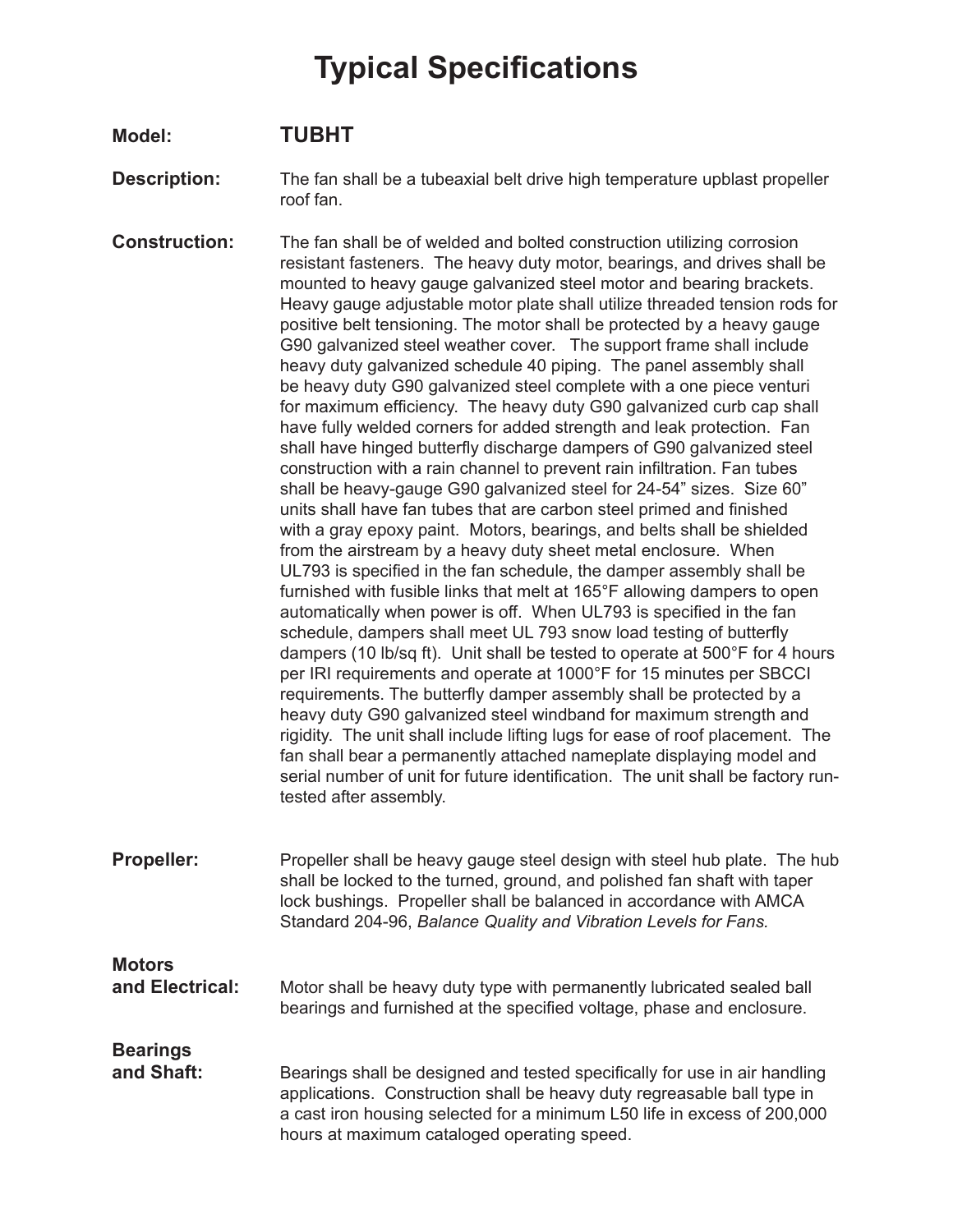# Typical Specifications

**Model:** **TUBHT**

**Description:** The fan shall be a tubeaxial belt drive high temperature upblast propeller roof fan.

**Construction:** The fan shall be of welded and bolted construction utilizing corrosion resistant fasteners. The heavy duty motor, bearings, and drives shall be mounted to heavy gauge galvanized steel motor and bearing brackets. Heavy gauge adjustable motor plate shall utilize threaded tension rods for positive belt tensioning. The motor shall be protected by a heavy gauge G90 galvanized steel weather cover. The support frame shall include heavy duty galvanized schedule 40 piping. The panel assembly shall be heavy duty G90 galvanized steel complete with a one piece venturi for maximum efficiency. The heavy duty G90 galvanized curb cap shall have fully welded corners for added strength and leak protection. Fan shall have hinged butterfly discharge dampers of G90 galvanized steel construction with a rain channel to prevent rain infiltration. Fan tubes shall be heavy-gauge G90 galvanized steel for 24-54" sizes. Size 60" units shall have fan tubes that are carbon steel primed and finished with a gray epoxy paint. Motors, bearings, and belts shall be shielded from the airstream by a heavy duty sheet metal enclosure. When UL793 is specified in the fan schedule, the damper assembly shall be furnished with fusible links that melt at 165°F allowing dampers to open automatically when power is off. When UL793 is specified in the fan schedule, dampers shall meet UL 793 snow load testing of butterfly dampers (10 lb/sq ft). Unit shall be tested to operate at 500°F for 4 hours per IRI requirements and operate at 1000°F for 15 minutes per SBCCI requirements. The butterfly damper assembly shall be protected by a heavy duty G90 galvanized steel windband for maximum strength and rigidity. The unit shall include lifting lugs for ease of roof placement. The fan shall bear a permanently attached nameplate displaying model and serial number of unit for future identification. The unit shall be factory run-tested after assembly.

**Propeller:** Propeller shall be heavy gauge steel design with steel hub plate. The hub shall be locked to the turned, ground, and polished fan shaft with taper lock bushings. Propeller shall be balanced in accordance with AMCA Standard 204-96, *Balance Quality and Vibration Levels for Fans.*

**Motors and Electrical:** Motor shall be heavy duty type with permanently lubricated sealed ball bearings and furnished at the specified voltage, phase and enclosure.

**Bearings and Shaft:** Bearings shall be designed and tested specifically for use in air handling applications. Construction shall be heavy duty regreasable ball type in a cast iron housing selected for a minimum L50 life in excess of 200,000 hours at maximum cataloged operating speed.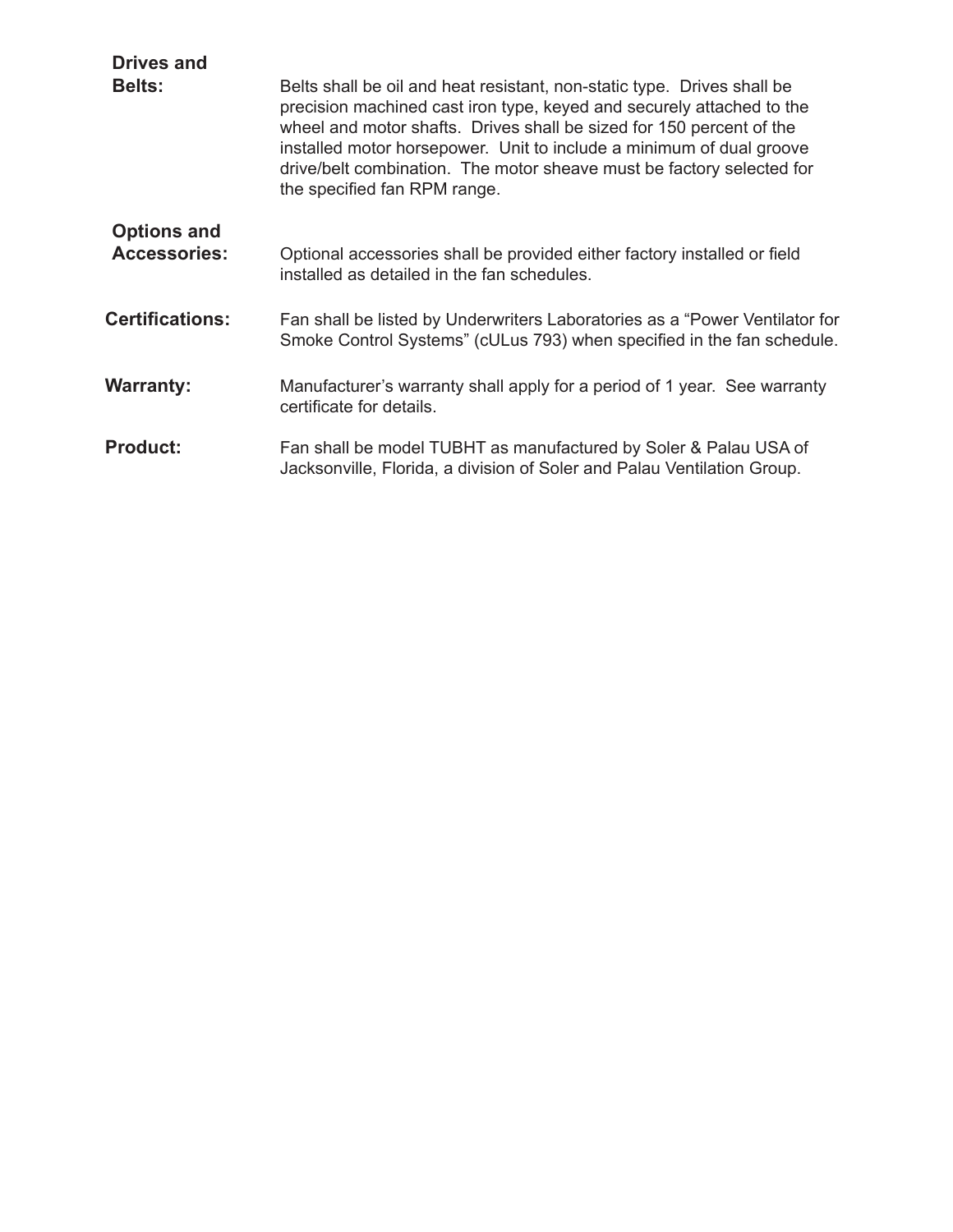**Drives and Belts:** Belts shall be oil and heat resistant, non-static type. Drives shall be precision machined cast iron type, keyed and securely attached to the wheel and motor shafts. Drives shall be sized for 150 percent of the installed motor horsepower. Unit to include a minimum of dual groove drive/belt combination. The motor sheave must be factory selected for the specified fan RPM range.

**Options and Accessories:** Optional accessories shall be provided either factory installed or field installed as detailed in the fan schedules.

**Certifications:** Fan shall be listed by Underwriters Laboratories as a "Power Ventilator for Smoke Control Systems" (cULus 793) when specified in the fan schedule.

**Warranty:** Manufacturer's warranty shall apply for a period of 1 year. See warranty certificate for details.

**Product:** Fan shall be model TUBHT as manufactured by Soler & Palau USA of Jacksonville, Florida, a division of Soler and Palau Ventilation Group.